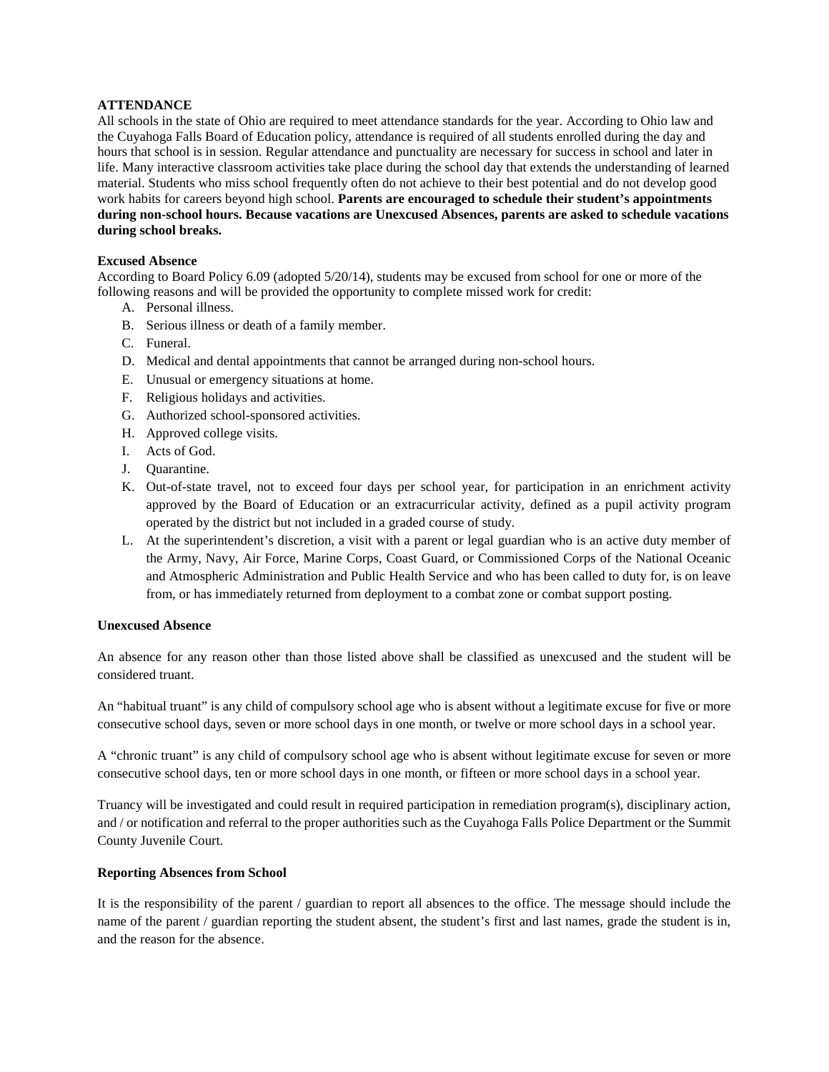## ATTENDANCE

All schools in the state of Ohio are required to meet attendance standards for the year. According to Ohio law and the Cuyahoga Falls Board of Education policy, attendance is required of all students enrolled during the day and hours that school is in session. Regular attendance and punctuality are necessary for success in school and later in life. Many interactive classroom activities take place during the school day that extends the understanding of learned material. Students who miss school frequently often do not achieve to their best potential and do not develop good work habits for careers beyond high school. **Parents are encouraged to schedule their student's appointments during non-school hours. Because vacations are Unexcused Absences, parents are asked to schedule vacations during school breaks.**

### Excused Absence

According to Board Policy 6.09 (adopted 5/20/14), students may be excused from school for one or more of the following reasons and will be provided the opportunity to complete missed work for credit:

A. Personal illness.
B. Serious illness or death of a family member.
C. Funeral.
D. Medical and dental appointments that cannot be arranged during non-school hours.
E. Unusual or emergency situations at home.
F. Religious holidays and activities.
G. Authorized school-sponsored activities.
H. Approved college visits.
I. Acts of God.
J. Quarantine.
K. Out-of-state travel, not to exceed four days per school year, for participation in an enrichment activity approved by the Board of Education or an extracurricular activity, defined as a pupil activity program operated by the district but not included in a graded course of study.
L. At the superintendent's discretion, a visit with a parent or legal guardian who is an active duty member of the Army, Navy, Air Force, Marine Corps, Coast Guard, or Commissioned Corps of the National Oceanic and Atmospheric Administration and Public Health Service and who has been called to duty for, is on leave from, or has immediately returned from deployment to a combat zone or combat support posting.

### Unexcused Absence

An absence for any reason other than those listed above shall be classified as unexcused and the student will be considered truant.

An "habitual truant" is any child of compulsory school age who is absent without a legitimate excuse for five or more consecutive school days, seven or more school days in one month, or twelve or more school days in a school year.

A "chronic truant" is any child of compulsory school age who is absent without legitimate excuse for seven or more consecutive school days, ten or more school days in one month, or fifteen or more school days in a school year.

Truancy will be investigated and could result in required participation in remediation program(s), disciplinary action, and / or notification and referral to the proper authorities such as the Cuyahoga Falls Police Department or the Summit County Juvenile Court.

### Reporting Absences from School

It is the responsibility of the parent / guardian to report all absences to the office. The message should include the name of the parent / guardian reporting the student absent, the student's first and last names, grade the student is in, and the reason for the absence.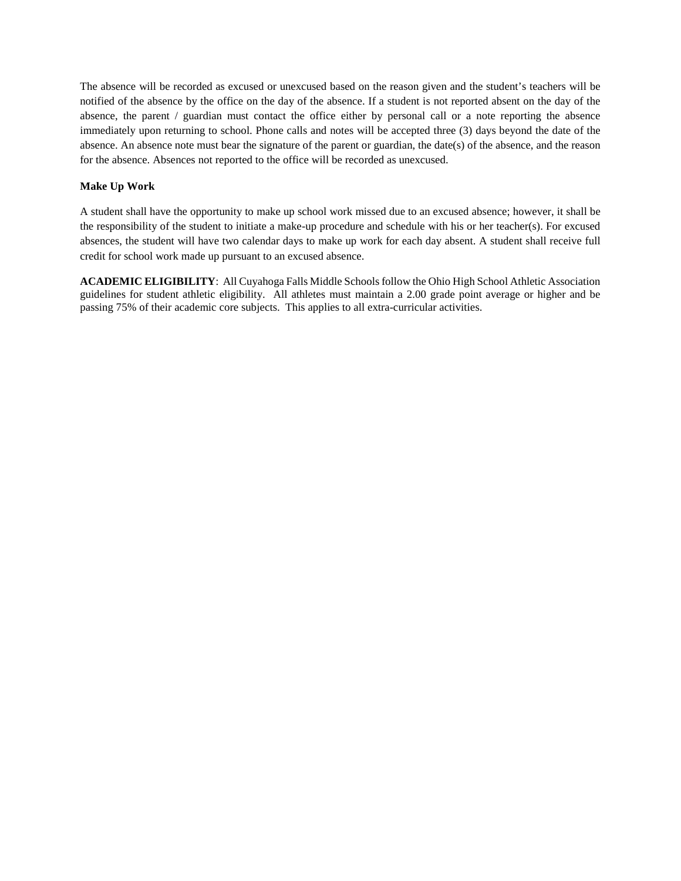The absence will be recorded as excused or unexcused based on the reason given and the student's teachers will be notified of the absence by the office on the day of the absence. If a student is not reported absent on the day of the absence, the parent / guardian must contact the office either by personal call or a note reporting the absence immediately upon returning to school. Phone calls and notes will be accepted three (3) days beyond the date of the absence. An absence note must bear the signature of the parent or guardian, the date(s) of the absence, and the reason for the absence. Absences not reported to the office will be recorded as unexcused.

**Make Up Work**

A student shall have the opportunity to make up school work missed due to an excused absence; however, it shall be the responsibility of the student to initiate a make-up procedure and schedule with his or her teacher(s). For excused absences, the student will have two calendar days to make up work for each day absent. A student shall receive full credit for school work made up pursuant to an excused absence.

**ACADEMIC ELIGIBILITY**: All Cuyahoga Falls Middle Schools follow the Ohio High School Athletic Association guidelines for student athletic eligibility. All athletes must maintain a 2.00 grade point average or higher and be passing 75% of their academic core subjects. This applies to all extra-curricular activities.